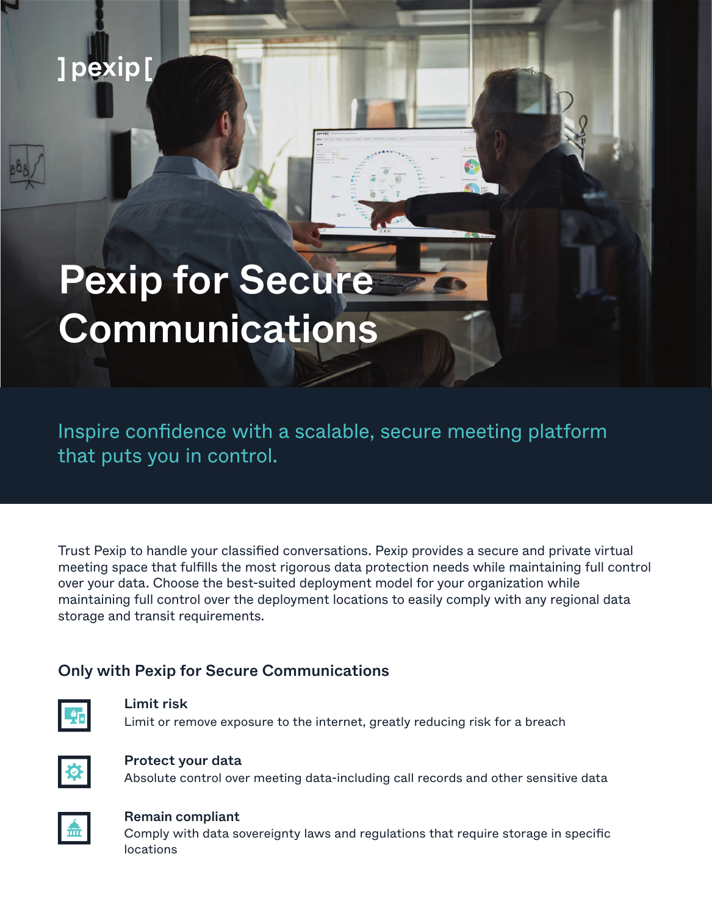]pexip[

# Pexip for Secure Communications

Inspire confidence with a scalable, secure meeting platform that puts you in control.

Trust Pexip to handle your classified conversations. Pexip provides a secure and private virtual meeting space that fulfills the most rigorous data protection needs while maintaining full control over your data. Choose the best-suited deployment model for your organization while maintaining full control over the deployment locations to easily comply with any regional data storage and transit requirements.

## Only with Pexip for Secure Communications

**Limit risk**
Limit or remove exposure to the internet, greatly reducing risk for a breach

**Protect your data**
Absolute control over meeting data-including call records and other sensitive data

**Remain compliant**
Comply with data sovereignty laws and regulations that require storage in specific locations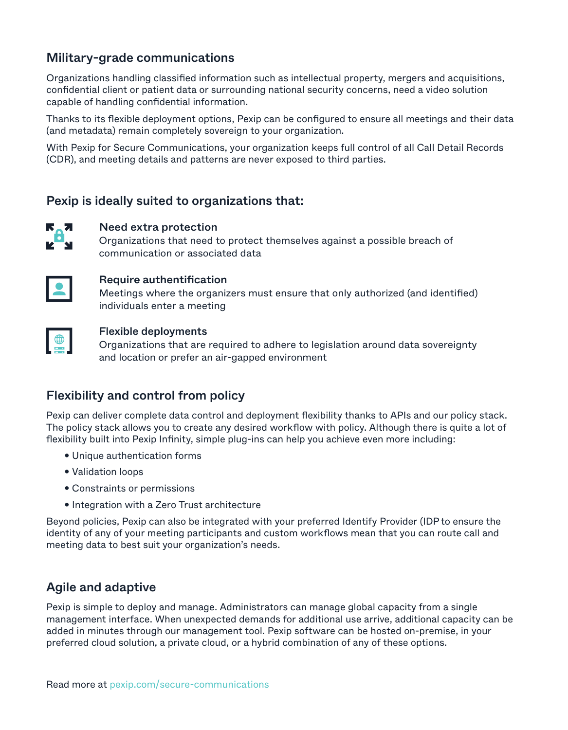## Military-grade communications

Organizations handling classified information such as intellectual property, mergers and acquisitions, confidential client or patient data or surrounding national security concerns, need a video solution capable of handling confidential information.

Thanks to its flexible deployment options, Pexip can be configured to ensure all meetings and their data (and metadata) remain completely sovereign to your organization.

With Pexip for Secure Communications, your organization keeps full control of all Call Detail Records (CDR), and meeting details and patterns are never exposed to third parties.

## Pexip is ideally suited to organizations that:

**Need extra protection**
Organizations that need to protect themselves against a possible breach of communication or associated data

**Require authentification**
Meetings where the organizers must ensure that only authorized (and identified) individuals enter a meeting

**Flexible deployments**
Organizations that are required to adhere to legislation around data sovereignty and location or prefer an air-gapped environment

## Flexibility and control from policy

Pexip can deliver complete data control and deployment flexibility thanks to APIs and our policy stack. The policy stack allows you to create any desired workflow with policy. Although there is quite a lot of flexibility built into Pexip Infinity, simple plug-ins can help you achieve even more including:

- Unique authentication forms
- Validation loops
- Constraints or permissions
- Integration with a Zero Trust architecture

Beyond policies, Pexip can also be integrated with your preferred Identify Provider (IDP to ensure the identity of any of your meeting participants and custom workflows mean that you can route call and meeting data to best suit your organization's needs.

## Agile and adaptive

Pexip is simple to deploy and manage. Administrators can manage global capacity from a single management interface. When unexpected demands for additional use arrive, additional capacity can be added in minutes through our management tool. Pexip software can be hosted on-premise, in your preferred cloud solution, a private cloud, or a hybrid combination of any of these options.

Read more at pexip.com/secure-communications